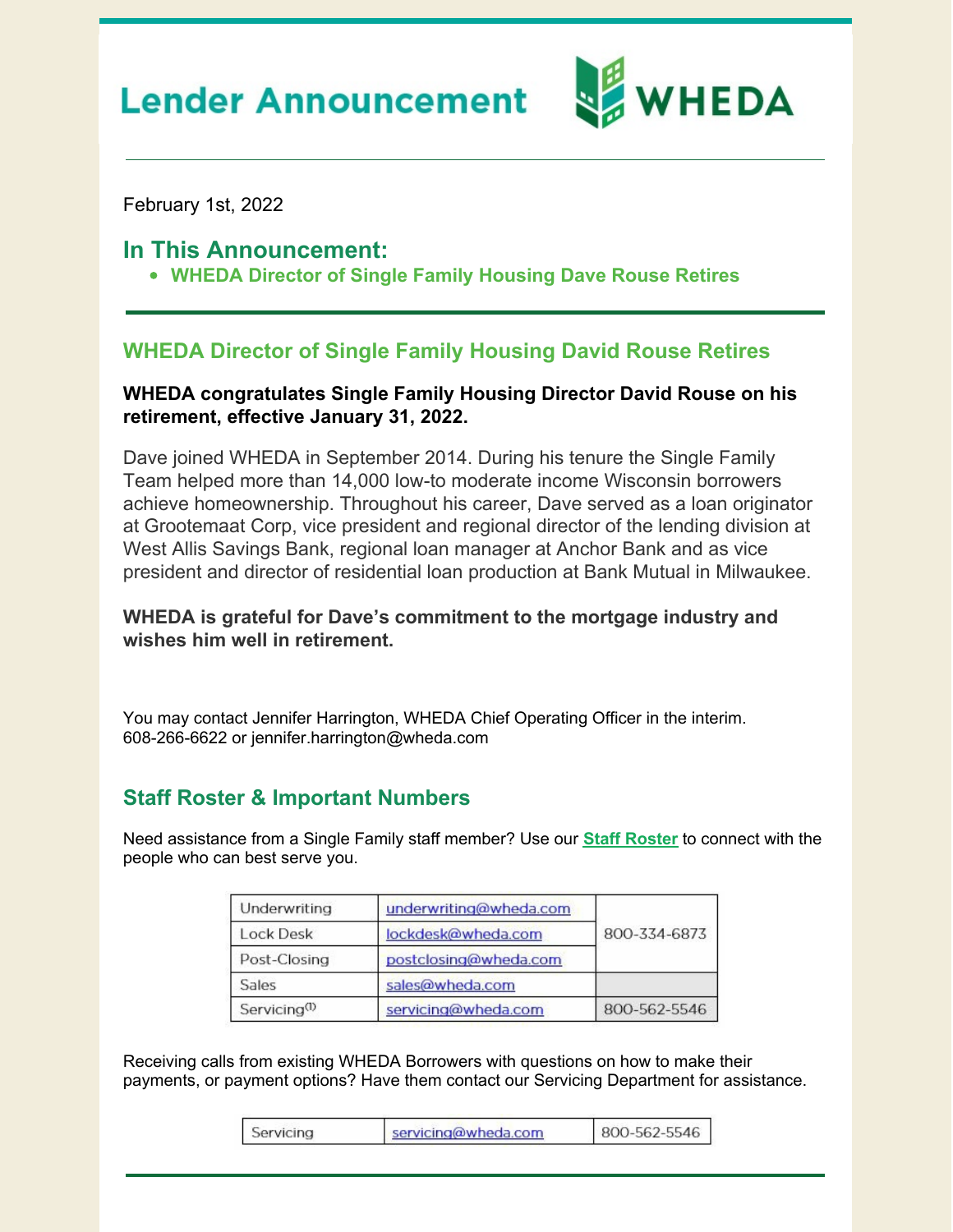# Lender Announcement

WHEDA

February 1st, 2022

## In This Announcement:

- **WHEDA Director of Single Family Housing Dave Rouse Retires**

## WHEDA Director of Single Family Housing David Rouse Retires

**WHEDA congratulates Single Family Housing Director David Rouse on his retirement, effective January 31, 2022.**

Dave joined WHEDA in September 2014. During his tenure the Single Family Team helped more than 14,000 low-to moderate income Wisconsin borrowers achieve homeownership. Throughout his career, Dave served as a loan originator at Grootemaat Corp, vice president and regional director of the lending division at West Allis Savings Bank, regional loan manager at Anchor Bank and as vice president and director of residential loan production at Bank Mutual in Milwaukee.

**WHEDA is grateful for Dave's commitment to the mortgage industry and wishes him well in retirement.**

You may contact Jennifer Harrington, WHEDA Chief Operating Officer in the interim. 608-266-6622 or jennifer.harrington@wheda.com

## Staff Roster & Important Numbers

Need assistance from a Single Family staff member? Use our **Staff Roster** to connect with the people who can best serve you.

| Department | Email | Phone |
|---|---|---|
| Underwriting | underwriting@wheda.com | 800-334-6873 |
| Lock Desk | lockdesk@wheda.com | 800-334-6873 |
| Post-Closing | postclosing@wheda.com | 800-334-6873 |
| Sales | sales@wheda.com | |
| Servicing[1] | servicing@wheda.com | 800-562-5546 |

Receiving calls from existing WHEDA Borrowers with questions on how to make their payments, or payment options? Have them contact our Servicing Department for assistance.

| Department | Email | Phone |
|---|---|---|
| Servicing | servicing@wheda.com | 800-562-5546 |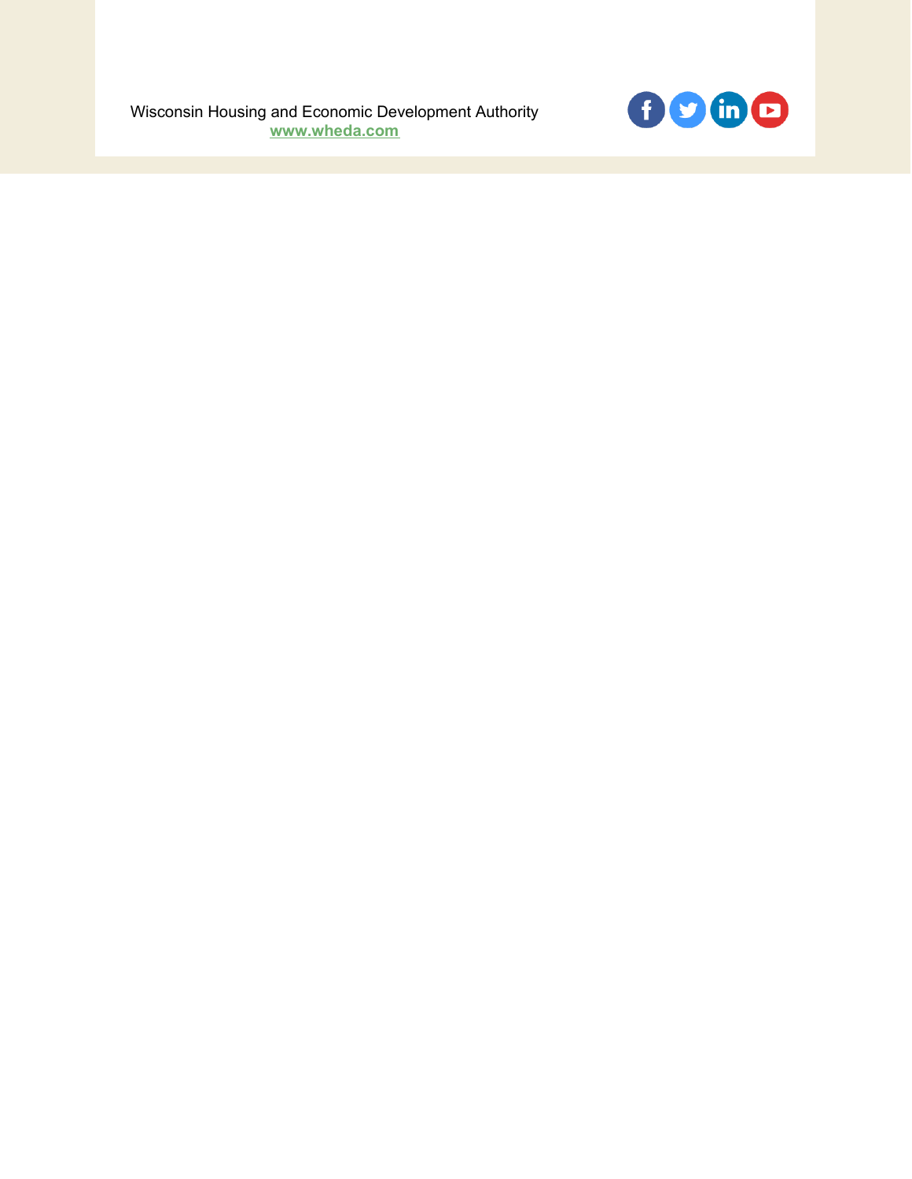Wisconsin Housing and Economic Development Authority
www.wheda.com